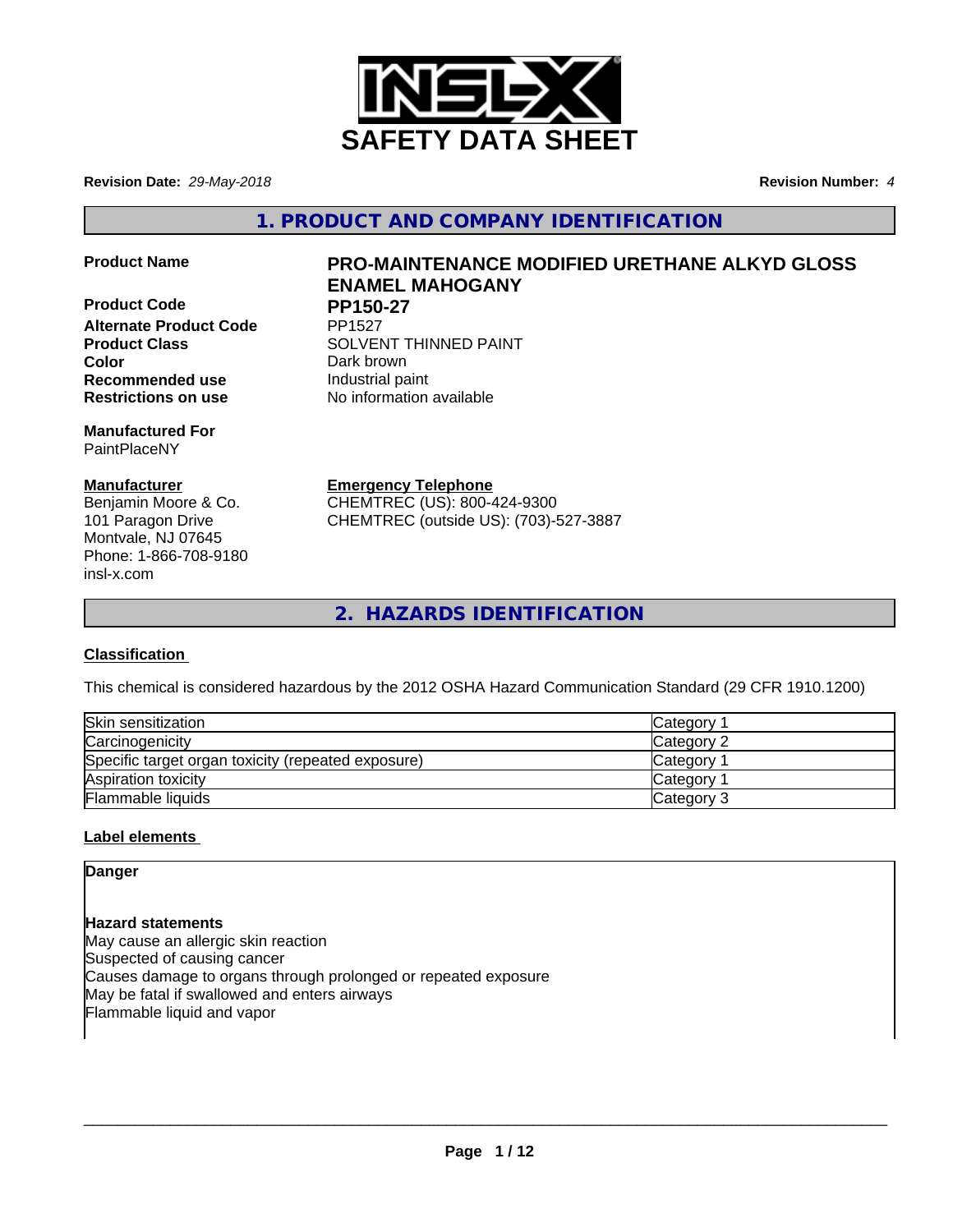# SAFETY DATA SHEET

**Revision Date:** *29-May-2018* **Revision Number:** *4*

## 1. PRODUCT AND COMPANY IDENTIFICATION

| | |
|---|---|
| **Product Name** | **PRO-MAINTENANCE MODIFIED URETHANE ALKYD GLOSS ENAMEL MAHOGANY** |
| **Product Code** | **PP150-27** |
| **Alternate Product Code** | PP1527 |
| **Product Class** | SOLVENT THINNED PAINT |
| **Color** | Dark brown |
| **Recommended use** | Industrial paint |
| **Restrictions on use** | No information available |

**Manufactured For**
PaintPlaceNY

**Manufacturer**
Benjamin Moore & Co.
101 Paragon Drive
Montvale, NJ 07645
Phone: 1-866-708-9180
insl-x.com

**Emergency Telephone**
CHEMTREC (US): 800-424-9300
CHEMTREC (outside US): (703)-527-3887

## 2. HAZARDS IDENTIFICATION

**Classification**

This chemical is considered hazardous by the 2012 OSHA Hazard Communication Standard (29 CFR 1910.1200)

| | |
|---|---|
| Skin sensitization | Category 1 |
| Carcinogenicity | Category 2 |
| Specific target organ toxicity (repeated exposure) | Category 1 |
| Aspiration toxicity | Category 1 |
| Flammable liquids | Category 3 |

**Label elements**

**Danger**

**Hazard statements**
May cause an allergic skin reaction
Suspected of causing cancer
Causes damage to organs through prolonged or repeated exposure
May be fatal if swallowed and enters airways
Flammable liquid and vapor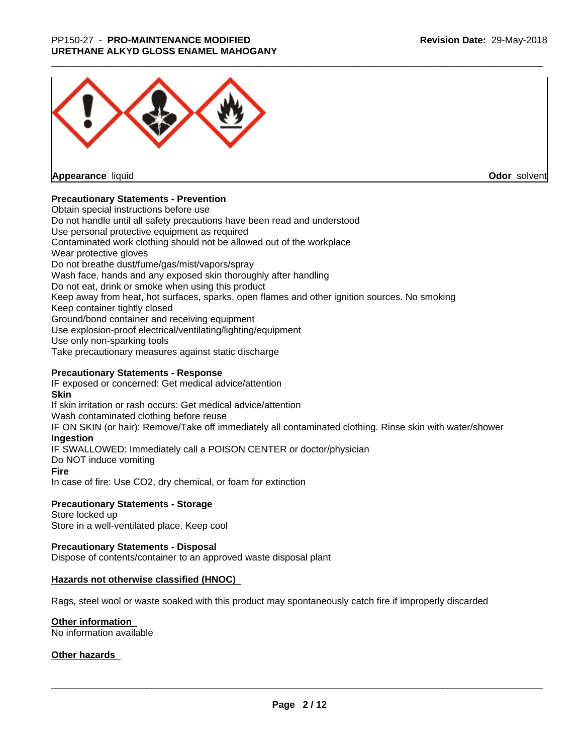**Appearance** liquid **Odor** solvent

**Precautionary Statements - Prevention**

Obtain special instructions before use
Do not handle until all safety precautions have been read and understood
Use personal protective equipment as required
Contaminated work clothing should not be allowed out of the workplace
Wear protective gloves
Do not breathe dust/fume/gas/mist/vapors/spray
Wash face, hands and any exposed skin thoroughly after handling
Do not eat, drink or smoke when using this product
Keep away from heat, hot surfaces, sparks, open flames and other ignition sources. No smoking
Keep container tightly closed
Ground/bond container and receiving equipment
Use explosion-proof electrical/ventilating/lighting/equipment
Use only non-sparking tools
Take precautionary measures against static discharge

**Precautionary Statements - Response**

IF exposed or concerned: Get medical advice/attention

**Skin**

If skin irritation or rash occurs: Get medical advice/attention
Wash contaminated clothing before reuse
IF ON SKIN (or hair): Remove/Take off immediately all contaminated clothing. Rinse skin with water/shower

**Ingestion**

IF SWALLOWED: Immediately call a POISON CENTER or doctor/physician
Do NOT induce vomiting

**Fire**

In case of fire: Use CO2, dry chemical, or foam for extinction

**Precautionary Statements - Storage**

Store locked up
Store in a well-ventilated place. Keep cool

**Precautionary Statements - Disposal**

Dispose of contents/container to an approved waste disposal plant

**Hazards not otherwise classified (HNOC)**

Rags, steel wool or waste soaked with this product may spontaneously catch fire if improperly discarded

**Other information**

No information available

**Other hazards**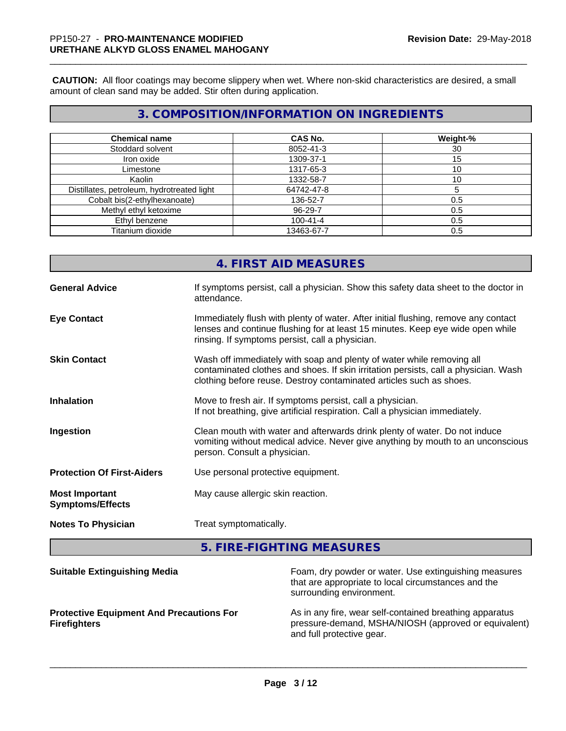**CAUTION:** All floor coatings may become slippery when wet. Where non-skid characteristics are desired, a small amount of clean sand may be added. Stir often during application.

## 3. COMPOSITION/INFORMATION ON INGREDIENTS

| Chemical name | CAS No. | Weight-% |
|---|---|---|
| Stoddard solvent | 8052-41-3 | 30 |
| Iron oxide | 1309-37-1 | 15 |
| Limestone | 1317-65-3 | 10 |
| Kaolin | 1332-58-7 | 10 |
| Distillates, petroleum, hydrotreated light | 64742-47-8 | 5 |
| Cobalt bis(2-ethylhexanoate) | 136-52-7 | 0.5 |
| Methyl ethyl ketoxime | 96-29-7 | 0.5 |
| Ethyl benzene | 100-41-4 | 0.5 |
| Titanium dioxide | 13463-67-7 | 0.5 |

## 4. FIRST AID MEASURES

**General Advice**
If symptoms persist, call a physician. Show this safety data sheet to the doctor in attendance.

**Eye Contact**
Immediately flush with plenty of water. After initial flushing, remove any contact lenses and continue flushing for at least 15 minutes. Keep eye wide open while rinsing. If symptoms persist, call a physician.

**Skin Contact**
Wash off immediately with soap and plenty of water while removing all contaminated clothes and shoes. If skin irritation persists, call a physician. Wash clothing before reuse. Destroy contaminated articles such as shoes.

**Inhalation**
Move to fresh air. If symptoms persist, call a physician.
If not breathing, give artificial respiration. Call a physician immediately.

**Ingestion**
Clean mouth with water and afterwards drink plenty of water. Do not induce vomiting without medical advice. Never give anything by mouth to an unconscious person. Consult a physician.

**Protection Of First-Aiders**
Use personal protective equipment.

**Most Important Symptoms/Effects**
May cause allergic skin reaction.

**Notes To Physician**
Treat symptomatically.

## 5. FIRE-FIGHTING MEASURES

**Suitable Extinguishing Media**
Foam, dry powder or water. Use extinguishing measures that are appropriate to local circumstances and the surrounding environment.

**Protective Equipment And Precautions For Firefighters**
As in any fire, wear self-contained breathing apparatus pressure-demand, MSHA/NIOSH (approved or equivalent) and full protective gear.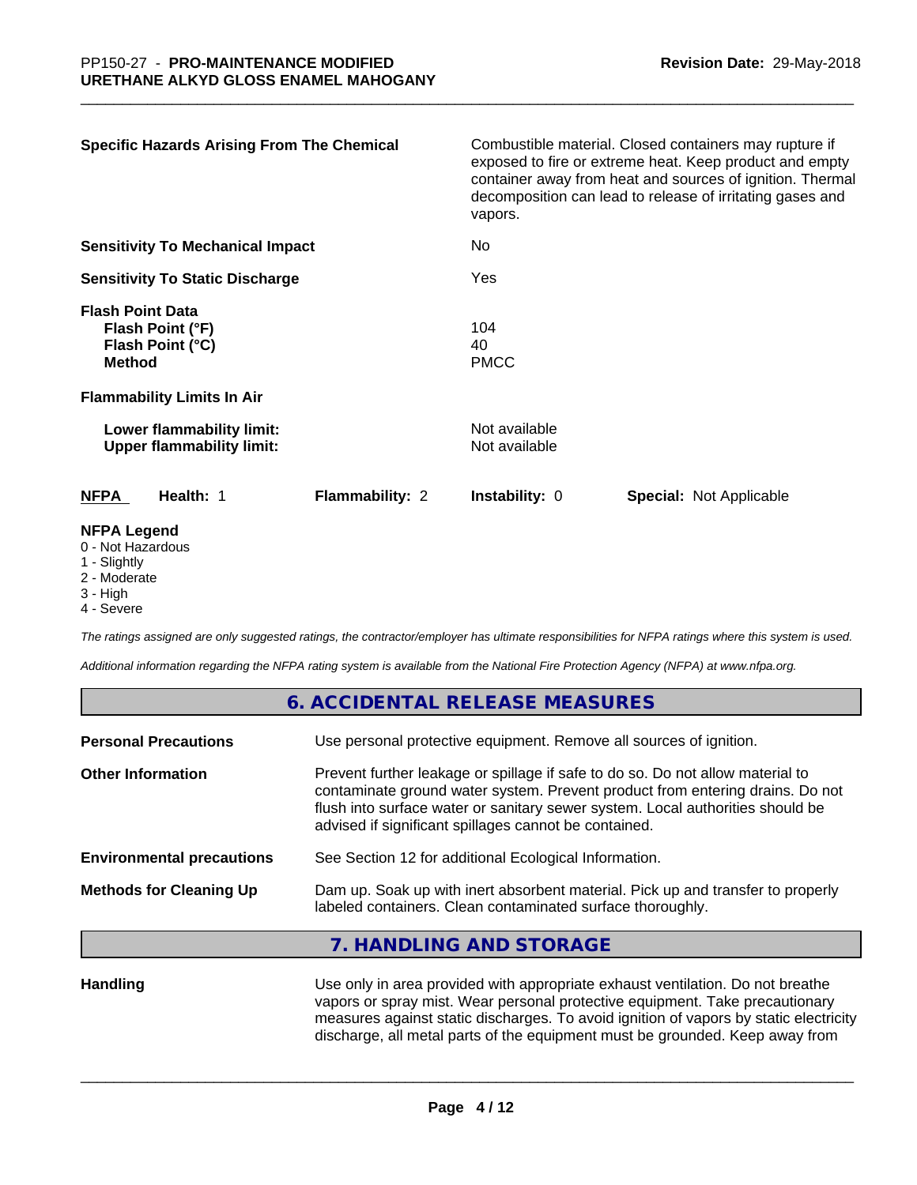**Specific Hazards Arising From The Chemical**: Combustible material. Closed containers may rupture if exposed to fire or extreme heat. Keep product and empty container away from heat and sources of ignition. Thermal decomposition can lead to release of irritating gases and vapors.

**Sensitivity To Mechanical Impact**: No

**Sensitivity To Static Discharge**: Yes

**Flash Point Data**

| | |
|---|---|
| **Flash Point (°F)** | 104 |
| **Flash Point (°C)** | 40 |
| **Method** | PMCC |

**Flammability Limits In Air**

| | |
|---|---|
| **Lower flammability limit:** | Not available |
| **Upper flammability limit:** | Not available |

| NFPA | Health: 1 | Flammability: 2 | Instability: 0 | Special: Not Applicable |
|---|---|---|---|---|

**NFPA Legend**

- 0 - Not Hazardous
- 1 - Slightly
- 2 - Moderate
- 3 - High
- 4 - Severe

*The ratings assigned are only suggested ratings, the contractor/employer has ultimate responsibilities for NFPA ratings where this system is used.*

*Additional information regarding the NFPA rating system is available from the National Fire Protection Agency (NFPA) at www.nfpa.org.*

## 6. ACCIDENTAL RELEASE MEASURES

**Personal Precautions**: Use personal protective equipment. Remove all sources of ignition.

**Other Information**: Prevent further leakage or spillage if safe to do so. Do not allow material to contaminate ground water system. Prevent product from entering drains. Do not flush into surface water or sanitary sewer system. Local authorities should be advised if significant spillages cannot be contained.

**Environmental precautions**: See Section 12 for additional Ecological Information.

**Methods for Cleaning Up**: Dam up. Soak up with inert absorbent material. Pick up and transfer to properly labeled containers. Clean contaminated surface thoroughly.

## 7. HANDLING AND STORAGE

**Handling**: Use only in area provided with appropriate exhaust ventilation. Do not breathe vapors or spray mist. Wear personal protective equipment. Take precautionary measures against static discharges. To avoid ignition of vapors by static electricity discharge, all metal parts of the equipment must be grounded. Keep away from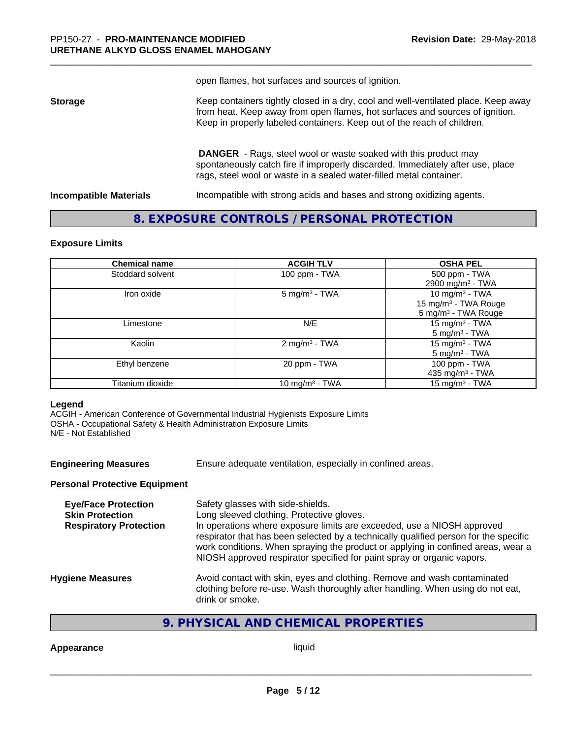open flames, hot surfaces and sources of ignition.

**Storage** Keep containers tightly closed in a dry, cool and well-ventilated place. Keep away from heat. Keep away from open flames, hot surfaces and sources of ignition. Keep in properly labeled containers. Keep out of the reach of children.

**DANGER** - Rags, steel wool or waste soaked with this product may spontaneously catch fire if improperly discarded. Immediately after use, place rags, steel wool or waste in a sealed water-filled metal container.

**Incompatible Materials** Incompatible with strong acids and bases and strong oxidizing agents.

## 8. EXPOSURE CONTROLS / PERSONAL PROTECTION

### Exposure Limits

| Chemical name | ACGIH TLV | OSHA PEL |
|---|---|---|
| Stoddard solvent | 100 ppm - TWA | 500 ppm - TWA<br>2900 mg/m³ - TWA |
| Iron oxide | 5 mg/m³ - TWA | 10 mg/m³ - TWA<br>15 mg/m³ - TWA Rouge<br>5 mg/m³ - TWA Rouge |
| Limestone | N/E | 15 mg/m³ - TWA<br>5 mg/m³ - TWA |
| Kaolin | 2 mg/m³ - TWA | 15 mg/m³ - TWA<br>5 mg/m³ - TWA |
| Ethyl benzene | 20 ppm - TWA | 100 ppm - TWA<br>435 mg/m³ - TWA |
| Titanium dioxide | 10 mg/m³ - TWA | 15 mg/m³ - TWA |

**Legend**
ACGIH - American Conference of Governmental Industrial Hygienists Exposure Limits
OSHA - Occupational Safety & Health Administration Exposure Limits
N/E - Not Established

**Engineering Measures** Ensure adequate ventilation, especially in confined areas.

**Personal Protective Equipment**

**Eye/Face Protection** Safety glasses with side-shields.

**Skin Protection** Long sleeved clothing. Protective gloves.

**Respiratory Protection** In operations where exposure limits are exceeded, use a NIOSH approved respirator that has been selected by a technically qualified person for the specific work conditions. When spraying the product or applying in confined areas, wear a NIOSH approved respirator specified for paint spray or organic vapors.

**Hygiene Measures** Avoid contact with skin, eyes and clothing. Remove and wash contaminated clothing before re-use. Wash thoroughly after handling. When using do not eat, drink or smoke.

## 9. PHYSICAL AND CHEMICAL PROPERTIES

**Appearance** liquid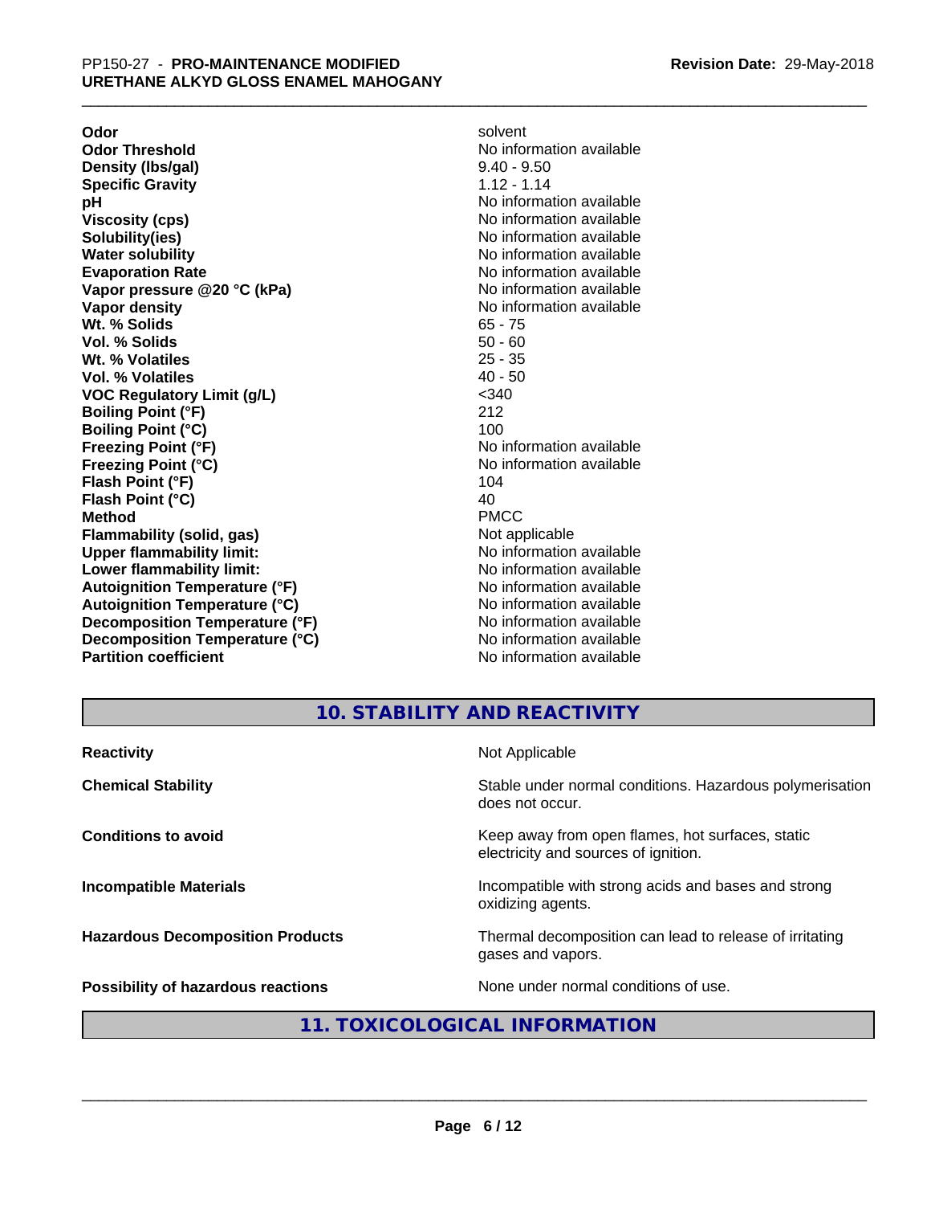| | |
|---|---|
| **Odor** | solvent |
| **Odor Threshold** | No information available |
| **Density (lbs/gal)** | 9.40 - 9.50 |
| **Specific Gravity** | 1.12 - 1.14 |
| **pH** | No information available |
| **Viscosity (cps)** | No information available |
| **Solubility(ies)** | No information available |
| **Water solubility** | No information available |
| **Evaporation Rate** | No information available |
| **Vapor pressure @20 °C (kPa)** | No information available |
| **Vapor density** | No information available |
| **Wt. % Solids** | 65 - 75 |
| **Vol. % Solids** | 50 - 60 |
| **Wt. % Volatiles** | 25 - 35 |
| **Vol. % Volatiles** | 40 - 50 |
| **VOC Regulatory Limit (g/L)** | <340 |
| **Boiling Point (°F)** | 212 |
| **Boiling Point (°C)** | 100 |
| **Freezing Point (°F)** | No information available |
| **Freezing Point (°C)** | No information available |
| **Flash Point (°F)** | 104 |
| **Flash Point (°C)** | 40 |
| **Method** | PMCC |
| **Flammability (solid, gas)** | Not applicable |
| **Upper flammability limit:** | No information available |
| **Lower flammability limit:** | No information available |
| **Autoignition Temperature (°F)** | No information available |
| **Autoignition Temperature (°C)** | No information available |
| **Decomposition Temperature (°F)** | No information available |
| **Decomposition Temperature (°C)** | No information available |
| **Partition coefficient** | No information available |

## 10. STABILITY AND REACTIVITY

| | |
|---|---|
| **Reactivity** | Not Applicable |
| **Chemical Stability** | Stable under normal conditions. Hazardous polymerisation does not occur. |
| **Conditions to avoid** | Keep away from open flames, hot surfaces, static electricity and sources of ignition. |
| **Incompatible Materials** | Incompatible with strong acids and bases and strong oxidizing agents. |
| **Hazardous Decomposition Products** | Thermal decomposition can lead to release of irritating gases and vapors. |
| **Possibility of hazardous reactions** | None under normal conditions of use. |

## 11. TOXICOLOGICAL INFORMATION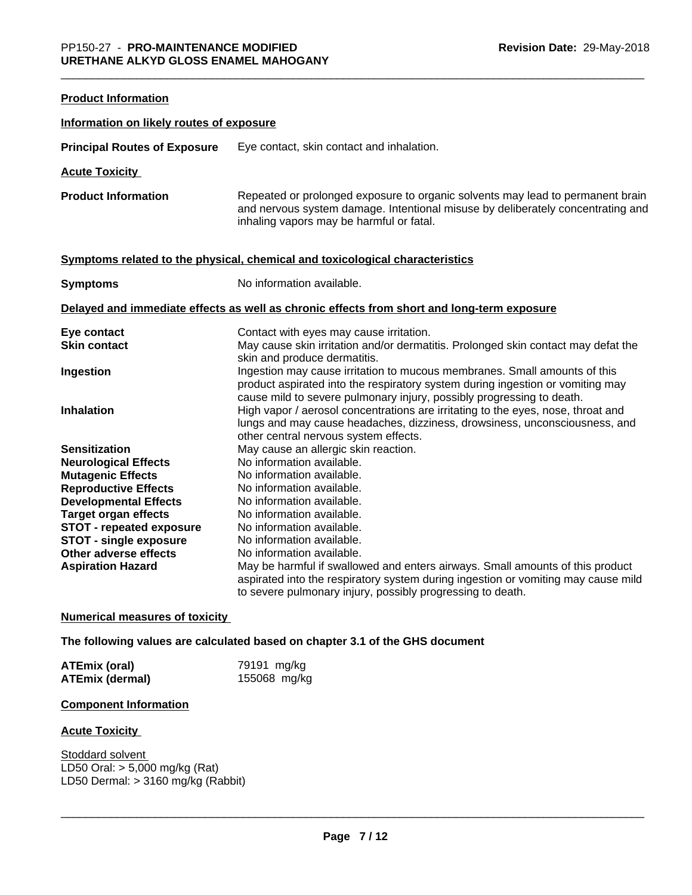**Product Information**

**Information on likely routes of exposure**

**Principal Routes of Exposure** Eye contact, skin contact and inhalation.

**Acute Toxicity**

**Product Information** Repeated or prolonged exposure to organic solvents may lead to permanent brain and nervous system damage. Intentional misuse by deliberately concentrating and inhaling vapors may be harmful or fatal.

**Symptoms related to the physical, chemical and toxicological characteristics**

**Symptoms** No information available.

**Delayed and immediate effects as well as chronic effects from short and long-term exposure**

| | |
|---|---|
| **Eye contact** | Contact with eyes may cause irritation. |
| **Skin contact** | May cause skin irritation and/or dermatitis. Prolonged skin contact may defat the skin and produce dermatitis. |
| **Ingestion** | Ingestion may cause irritation to mucous membranes. Small amounts of this product aspirated into the respiratory system during ingestion or vomiting may cause mild to severe pulmonary injury, possibly progressing to death. |
| **Inhalation** | High vapor / aerosol concentrations are irritating to the eyes, nose, throat and lungs and may cause headaches, dizziness, drowsiness, unconsciousness, and other central nervous system effects. |
| **Sensitization** | May cause an allergic skin reaction. |
| **Neurological Effects** | No information available. |
| **Mutagenic Effects** | No information available. |
| **Reproductive Effects** | No information available. |
| **Developmental Effects** | No information available. |
| **Target organ effects** | No information available. |
| **STOT - repeated exposure** | No information available. |
| **STOT - single exposure** | No information available. |
| **Other adverse effects** | No information available. |
| **Aspiration Hazard** | May be harmful if swallowed and enters airways. Small amounts of this product aspirated into the respiratory system during ingestion or vomiting may cause mild to severe pulmonary injury, possibly progressing to death. |

**Numerical measures of toxicity**

**The following values are calculated based on chapter 3.1 of the GHS document**

| | |
|---|---|
| **ATEmix (oral)** | 79191 mg/kg |
| **ATEmix (dermal)** | 155068 mg/kg |

**Component Information**

**Acute Toxicity**

Stoddard solvent
LD50 Oral: > 5,000 mg/kg (Rat)
LD50 Dermal: > 3160 mg/kg (Rabbit)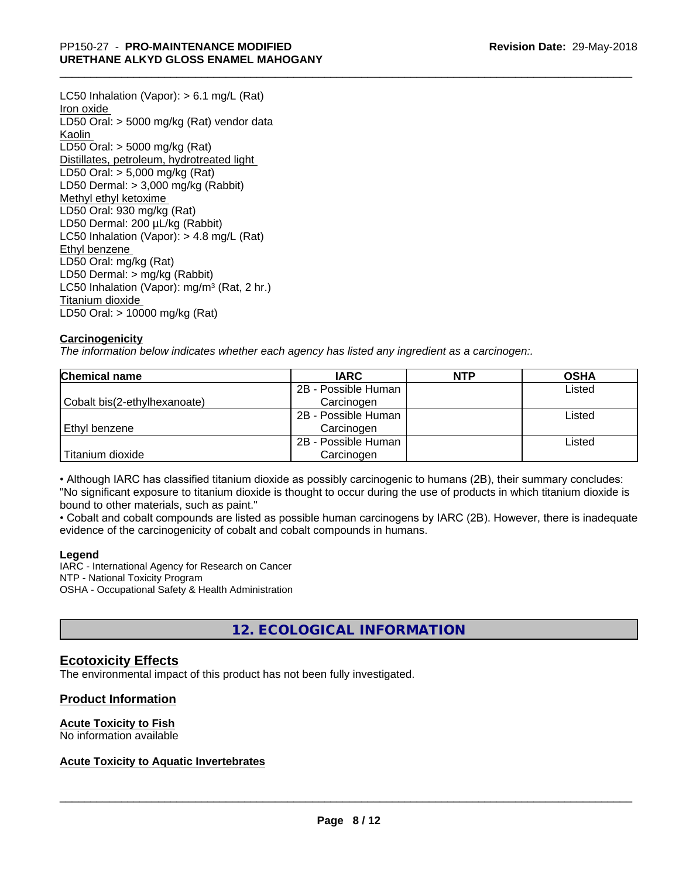LC50 Inhalation (Vapor): > 6.1 mg/L (Rat)
Iron oxide
LD50 Oral: > 5000 mg/kg (Rat) vendor data
Kaolin
LD50 Oral: > 5000 mg/kg (Rat)
Distillates, petroleum, hydrotreated light
LD50 Oral: > 5,000 mg/kg (Rat)
LD50 Dermal: > 3,000 mg/kg (Rabbit)
Methyl ethyl ketoxime
LD50 Oral: 930 mg/kg (Rat)
LD50 Dermal: 200 µL/kg (Rabbit)
LC50 Inhalation (Vapor): > 4.8 mg/L (Rat)
Ethyl benzene
LD50 Oral: mg/kg (Rat)
LD50 Dermal: > mg/kg (Rabbit)
LC50 Inhalation (Vapor): mg/m$^3$ (Rat, 2 hr.)
Titanium dioxide
LD50 Oral: > 10000 mg/kg (Rat)

**Carcinogenicity**

*The information below indicates whether each agency has listed any ingredient as a carcinogen:.*

| Chemical name | IARC | NTP | OSHA |
|---|---|---|---|
| Cobalt bis(2-ethylhexanoate) | 2B - Possible Human Carcinogen | | Listed |
| Ethyl benzene | 2B - Possible Human Carcinogen | | Listed |
| Titanium dioxide | 2B - Possible Human Carcinogen | | Listed |

• Although IARC has classified titanium dioxide as possibly carcinogenic to humans (2B), their summary concludes: "No significant exposure to titanium dioxide is thought to occur during the use of products in which titanium dioxide is bound to other materials, such as paint."
• Cobalt and cobalt compounds are listed as possible human carcinogens by IARC (2B). However, there is inadequate evidence of the carcinogenicity of cobalt and cobalt compounds in humans.

**Legend**
IARC - International Agency for Research on Cancer
NTP - National Toxicity Program
OSHA - Occupational Safety & Health Administration

# 12. ECOLOGICAL INFORMATION

## Ecotoxicity Effects

The environmental impact of this product has not been fully investigated.

## Product Information

**Acute Toxicity to Fish**
No information available

**Acute Toxicity to Aquatic Invertebrates**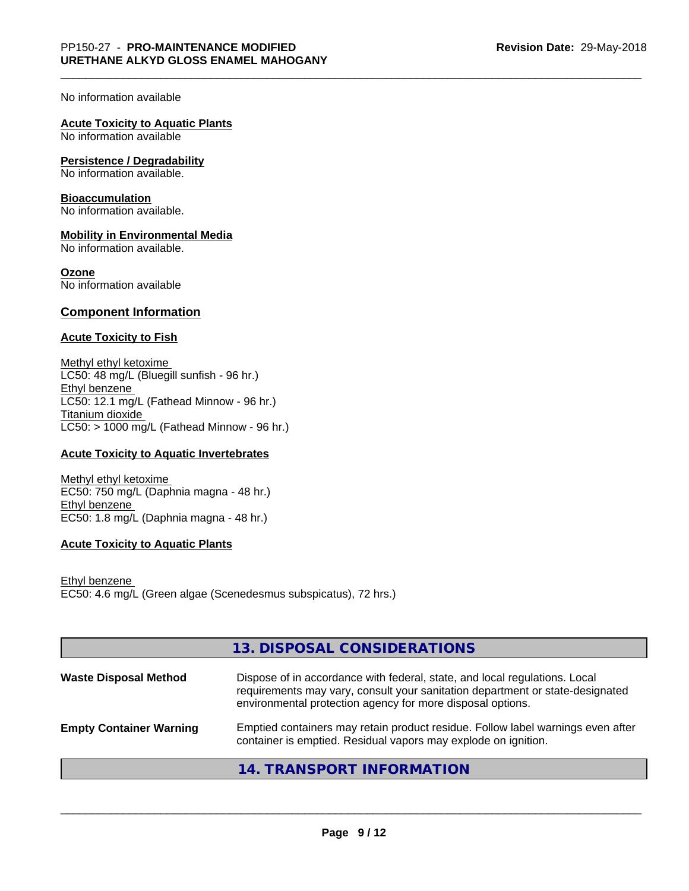No information available

**Acute Toxicity to Aquatic Plants**
No information available

**Persistence / Degradability**
No information available.

**Bioaccumulation**
No information available.

**Mobility in Environmental Media**
No information available.

**Ozone**
No information available

## Component Information

**Acute Toxicity to Fish**

Methyl ethyl ketoxime
LC50: 48 mg/L (Bluegill sunfish - 96 hr.)
Ethyl benzene
LC50: 12.1 mg/L (Fathead Minnow - 96 hr.)
Titanium dioxide
LC50: > 1000 mg/L (Fathead Minnow - 96 hr.)

**Acute Toxicity to Aquatic Invertebrates**

Methyl ethyl ketoxime
EC50: 750 mg/L (Daphnia magna - 48 hr.)
Ethyl benzene
EC50: 1.8 mg/L (Daphnia magna - 48 hr.)

**Acute Toxicity to Aquatic Plants**

Ethyl benzene
EC50: 4.6 mg/L (Green algae (Scenedesmus subspicatus), 72 hrs.)

## 13. DISPOSAL CONSIDERATIONS

| | |
|---|---|
| **Waste Disposal Method** | Dispose of in accordance with federal, state, and local regulations. Local requirements may vary, consult your sanitation department or state-designated environmental protection agency for more disposal options. |
| **Empty Container Warning** | Emptied containers may retain product residue. Follow label warnings even after container is emptied. Residual vapors may explode on ignition. |

## 14. TRANSPORT INFORMATION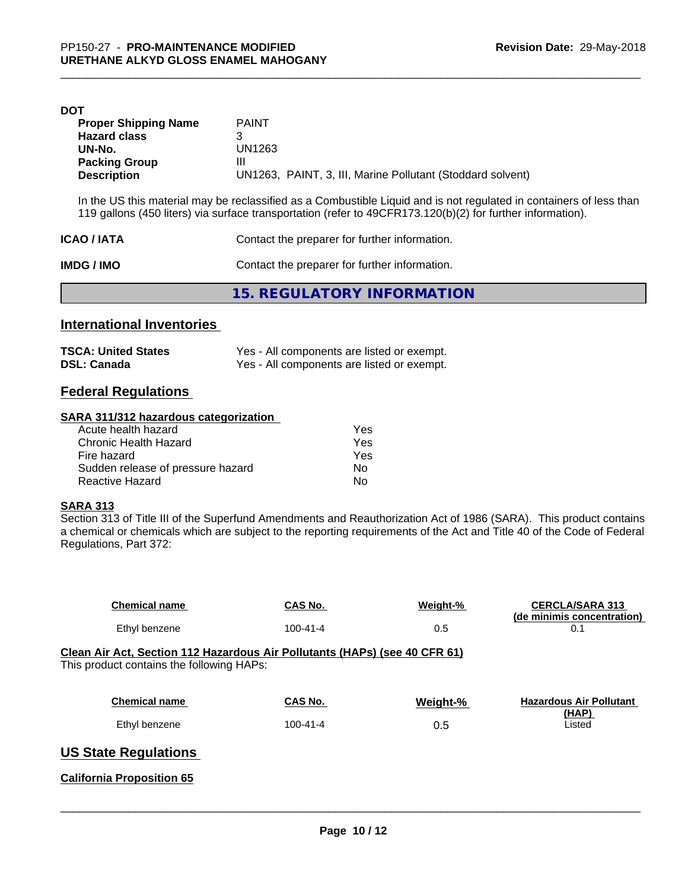**DOT**

| | |
|---|---|
| **Proper Shipping Name** | PAINT |
| **Hazard class** | 3 |
| **UN-No.** | UN1263 |
| **Packing Group** | III |
| **Description** | UN1263, PAINT, 3, III, Marine Pollutant (Stoddard solvent) |

In the US this material may be reclassified as a Combustible Liquid and is not regulated in containers of less than 119 gallons (450 liters) via surface transportation (refer to 49CFR173.120(b)(2) for further information).

**ICAO / IATA** Contact the preparer for further information.

**IMDG / IMO** Contact the preparer for further information.

## 15. REGULATORY INFORMATION

### International Inventories

| | |
|---|---|
| **TSCA: United States** | Yes - All components are listed or exempt. |
| **DSL: Canada** | Yes - All components are listed or exempt. |

### Federal Regulations

**SARA 311/312 hazardous categorization**

| | |
|---|---|
| Acute health hazard | Yes |
| Chronic Health Hazard | Yes |
| Fire hazard | Yes |
| Sudden release of pressure hazard | No |
| Reactive Hazard | No |

**SARA 313**

Section 313 of Title III of the Superfund Amendments and Reauthorization Act of 1986 (SARA). This product contains a chemical or chemicals which are subject to the reporting requirements of the Act and Title 40 of the Code of Federal Regulations, Part 372:

| Chemical name | CAS No. | Weight-% | CERCLA/SARA 313 (de minimis concentration) |
|---|---|---|---|
| Ethyl benzene | 100-41-4 | 0.5 | 0.1 |

**Clean Air Act, Section 112 Hazardous Air Pollutants (HAPs) (see 40 CFR 61)**

This product contains the following HAPs:

| Chemical name | CAS No. | Weight-% | Hazardous Air Pollutant (HAP) |
|---|---|---|---|
| Ethyl benzene | 100-41-4 | 0.5 | Listed |

### US State Regulations

**California Proposition 65**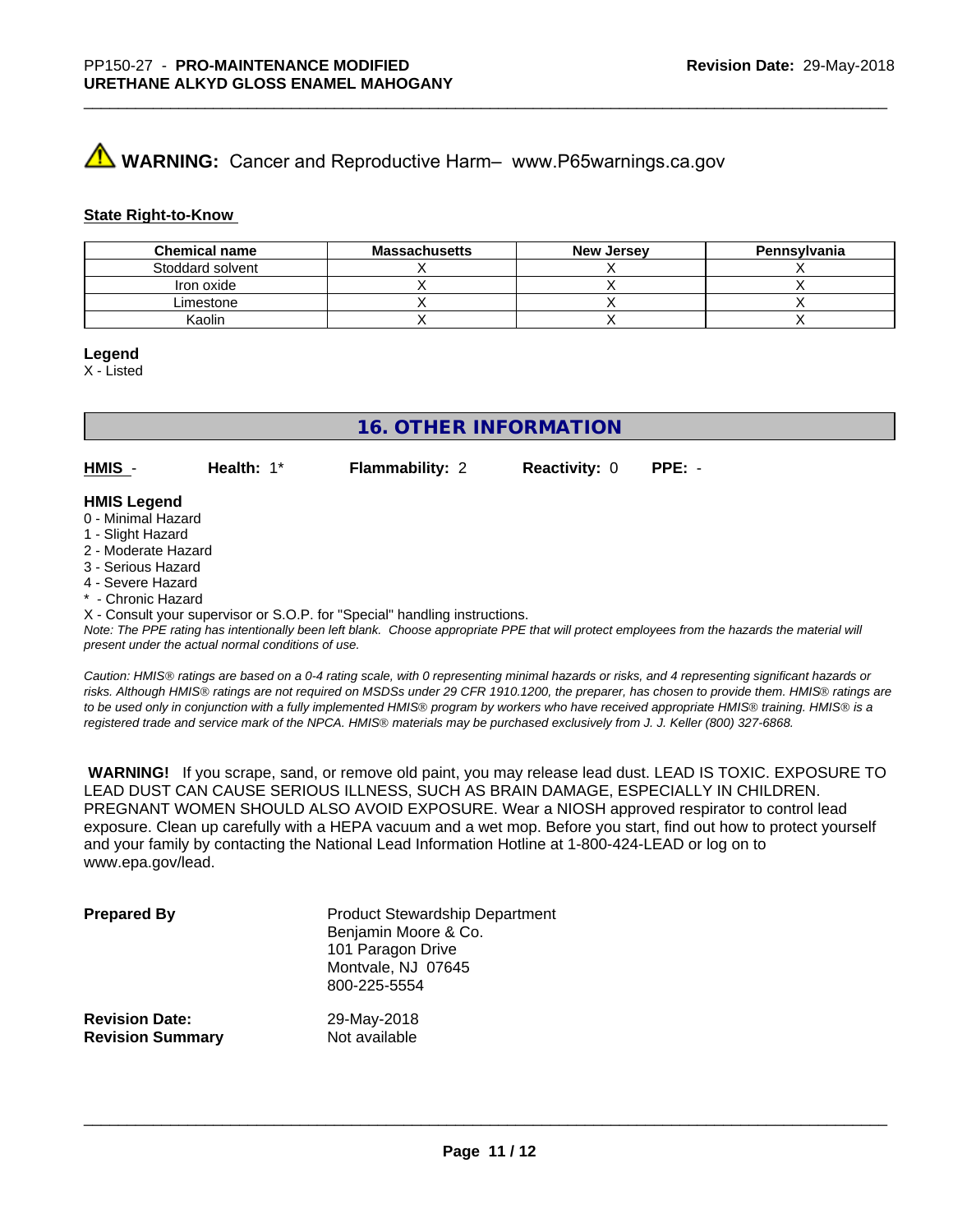**WARNING:** Cancer and Reproductive Harm– www.P65warnings.ca.gov

**State Right-to-Know**

| Chemical name | Massachusetts | New Jersey | Pennsylvania |
|---|---|---|---|
| Stoddard solvent | X | X | X |
| Iron oxide | X | X | X |
| Limestone | X | X | X |
| Kaolin | X | X | X |

**Legend**

X - Listed

# 16. OTHER INFORMATION

**HMIS** - **Health:** 1* **Flammability:** 2 **Reactivity:** 0 **PPE:** -

**HMIS Legend**

0 - Minimal Hazard
1 - Slight Hazard
2 - Moderate Hazard
3 - Serious Hazard
4 - Severe Hazard
* - Chronic Hazard
X - Consult your supervisor or S.O.P. for "Special" handling instructions.

*Note: The PPE rating has intentionally been left blank. Choose appropriate PPE that will protect employees from the hazards the material will present under the actual normal conditions of use.*

*Caution: HMIS® ratings are based on a 0-4 rating scale, with 0 representing minimal hazards or risks, and 4 representing significant hazards or risks. Although HMIS® ratings are not required on MSDSs under 29 CFR 1910.1200, the preparer, has chosen to provide them. HMIS® ratings are to be used only in conjunction with a fully implemented HMIS® program by workers who have received appropriate HMIS® training. HMIS® is a registered trade and service mark of the NPCA. HMIS® materials may be purchased exclusively from J. J. Keller (800) 327-6868.*

**WARNING!** If you scrape, sand, or remove old paint, you may release lead dust. LEAD IS TOXIC. EXPOSURE TO LEAD DUST CAN CAUSE SERIOUS ILLNESS, SUCH AS BRAIN DAMAGE, ESPECIALLY IN CHILDREN. PREGNANT WOMEN SHOULD ALSO AVOID EXPOSURE. Wear a NIOSH approved respirator to control lead exposure. Clean up carefully with a HEPA vacuum and a wet mop. Before you start, find out how to protect yourself and your family by contacting the National Lead Information Hotline at 1-800-424-LEAD or log on to www.epa.gov/lead.

**Prepared By**

Product Stewardship Department
Benjamin Moore & Co.
101 Paragon Drive
Montvale, NJ 07645
800-225-5554

**Revision Date:** 29-May-2018

**Revision Summary** Not available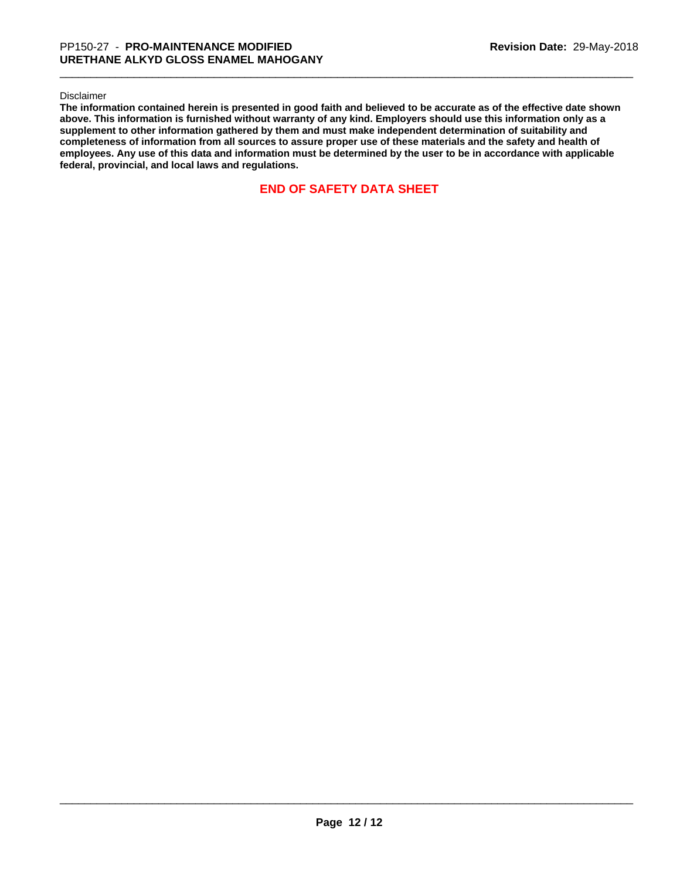Disclaimer

**The information contained herein is presented in good faith and believed to be accurate as of the effective date shown above. This information is furnished without warranty of any kind. Employers should use this information only as a supplement to other information gathered by them and must make independent determination of suitability and completeness of information from all sources to assure proper use of these materials and the safety and health of employees. Any use of this data and information must be determined by the user to be in accordance with applicable federal, provincial, and local laws and regulations.**

**END OF SAFETY DATA SHEET**